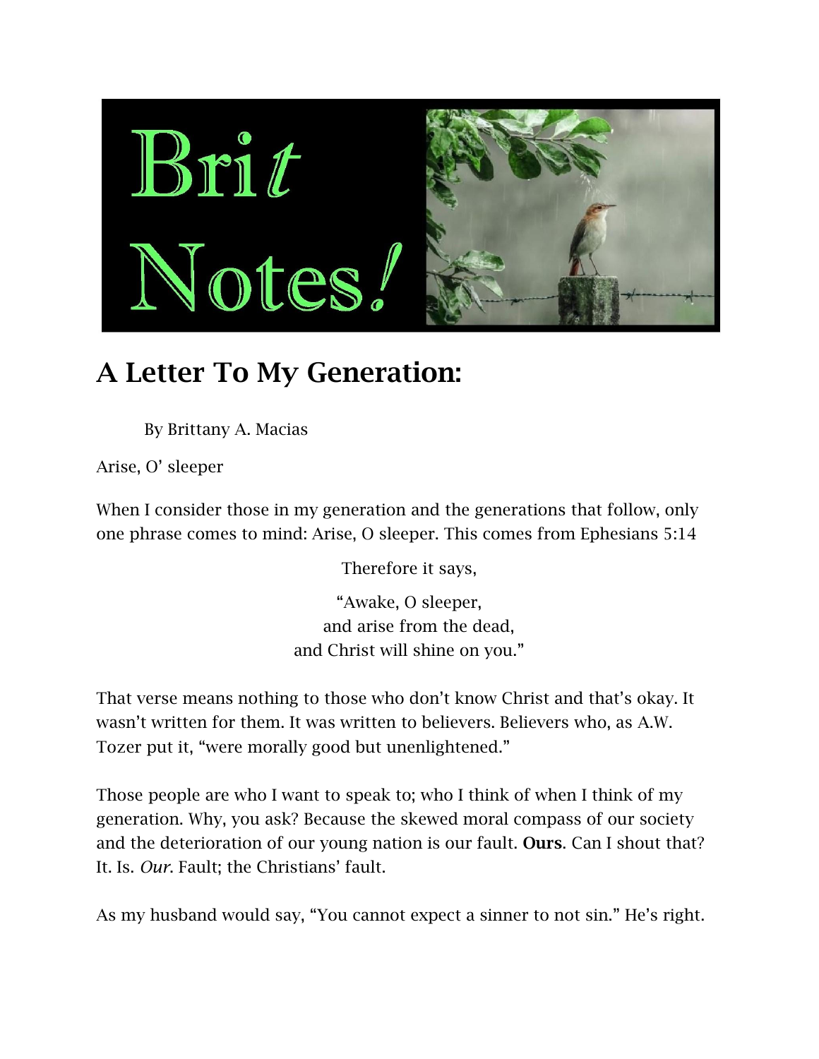# Brit Notes!

## A Letter To My Generation:

By Brittany A. Macias

Arise, O' sleeper

When I consider those in my generation and the generations that follow, only one phrase comes to mind: Arise, O sleeper. This comes from Ephesians 5:14

> Therefore it says,
>
> "Awake, O sleeper,
> and arise from the dead,
> and Christ will shine on you."

That verse means nothing to those who don't know Christ and that's okay. It wasn't written for them. It was written to believers. Believers who, as A.W. Tozer put it, "were morally good but unenlightened."

Those people are who I want to speak to; who I think of when I think of my generation. Why, you ask? Because the skewed moral compass of our society and the deterioration of our young nation is our fault. **Ours**. Can I shout that? It. Is. *Our*. Fault; the Christians' fault.

As my husband would say, "You cannot expect a sinner to not sin." He's right.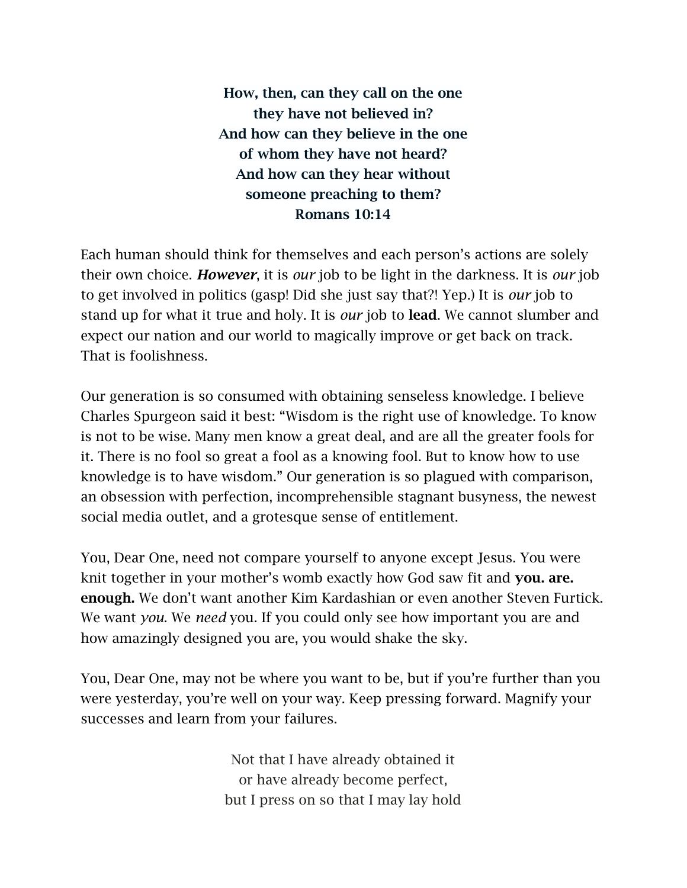**How, then, can they call on the one**
**they have not believed in?**
**And how can they believe in the one**
**of whom they have not heard?**
**And how can they hear without**
**someone preaching to them?**
**Romans 10:14**

Each human should think for themselves and each person's actions are solely their own choice. ***However***, it is *our* job to be light in the darkness. It is *our* job to get involved in politics (gasp! Did she just say that?! Yep.) It is *our* job to stand up for what it true and holy. It is *our* job to **lead**. We cannot slumber and expect our nation and our world to magically improve or get back on track. That is foolishness.

Our generation is so consumed with obtaining senseless knowledge. I believe Charles Spurgeon said it best: "Wisdom is the right use of knowledge. To know is not to be wise. Many men know a great deal, and are all the greater fools for it. There is no fool so great a fool as a knowing fool. But to know how to use knowledge is to have wisdom." Our generation is so plagued with comparison, an obsession with perfection, incomprehensible stagnant busyness, the newest social media outlet, and a grotesque sense of entitlement.

You, Dear One, need not compare yourself to anyone except Jesus. You were knit together in your mother's womb exactly how God saw fit and **you. are. enough.** We don't want another Kim Kardashian or even another Steven Furtick. We want *you*. We *need* you. If you could only see how important you are and how amazingly designed you are, you would shake the sky.

You, Dear One, may not be where you want to be, but if you're further than you were yesterday, you're well on your way. Keep pressing forward. Magnify your successes and learn from your failures.

Not that I have already obtained it
or have already become perfect,
but I press on so that I may lay hold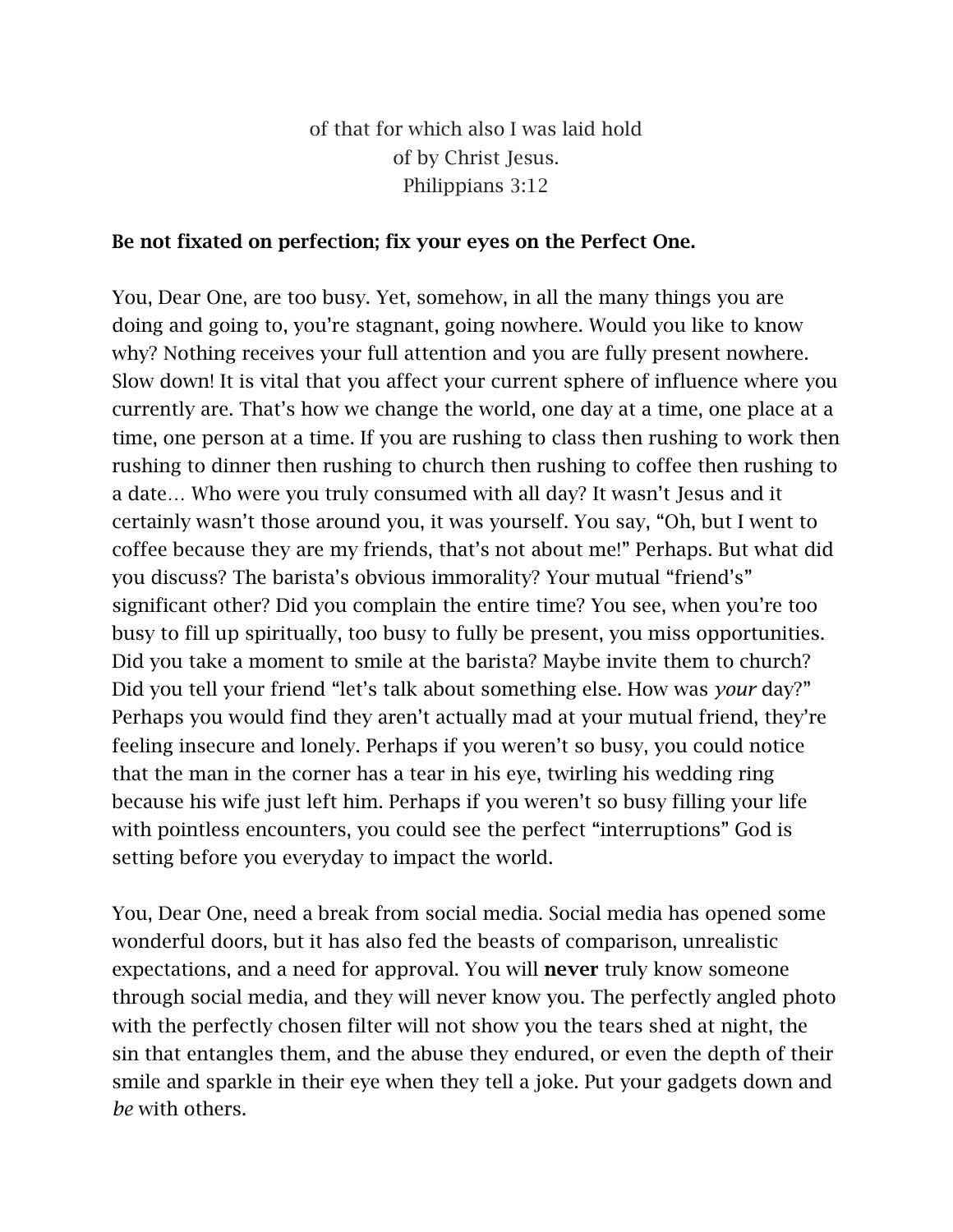of that for which also I was laid hold
of by Christ Jesus.
Philippians 3:12

**Be not fixated on perfection; fix your eyes on the Perfect One.**

You, Dear One, are too busy. Yet, somehow, in all the many things you are doing and going to, you're stagnant, going nowhere. Would you like to know why? Nothing receives your full attention and you are fully present nowhere. Slow down! It is vital that you affect your current sphere of influence where you currently are. That's how we change the world, one day at a time, one place at a time, one person at a time. If you are rushing to class then rushing to work then rushing to dinner then rushing to church then rushing to coffee then rushing to a date… Who were you truly consumed with all day? It wasn't Jesus and it certainly wasn't those around you, it was yourself. You say, "Oh, but I went to coffee because they are my friends, that's not about me!" Perhaps. But what did you discuss? The barista's obvious immorality? Your mutual "friend's" significant other? Did you complain the entire time? You see, when you're too busy to fill up spiritually, too busy to fully be present, you miss opportunities. Did you take a moment to smile at the barista? Maybe invite them to church? Did you tell your friend "let's talk about something else. How was *your* day?" Perhaps you would find they aren't actually mad at your mutual friend, they're feeling insecure and lonely. Perhaps if you weren't so busy, you could notice that the man in the corner has a tear in his eye, twirling his wedding ring because his wife just left him. Perhaps if you weren't so busy filling your life with pointless encounters, you could see the perfect "interruptions" God is setting before you everyday to impact the world.

You, Dear One, need a break from social media. Social media has opened some wonderful doors, but it has also fed the beasts of comparison, unrealistic expectations, and a need for approval. You will **never** truly know someone through social media, and they will never know you. The perfectly angled photo with the perfectly chosen filter will not show you the tears shed at night, the sin that entangles them, and the abuse they endured, or even the depth of their smile and sparkle in their eye when they tell a joke. Put your gadgets down and *be* with others.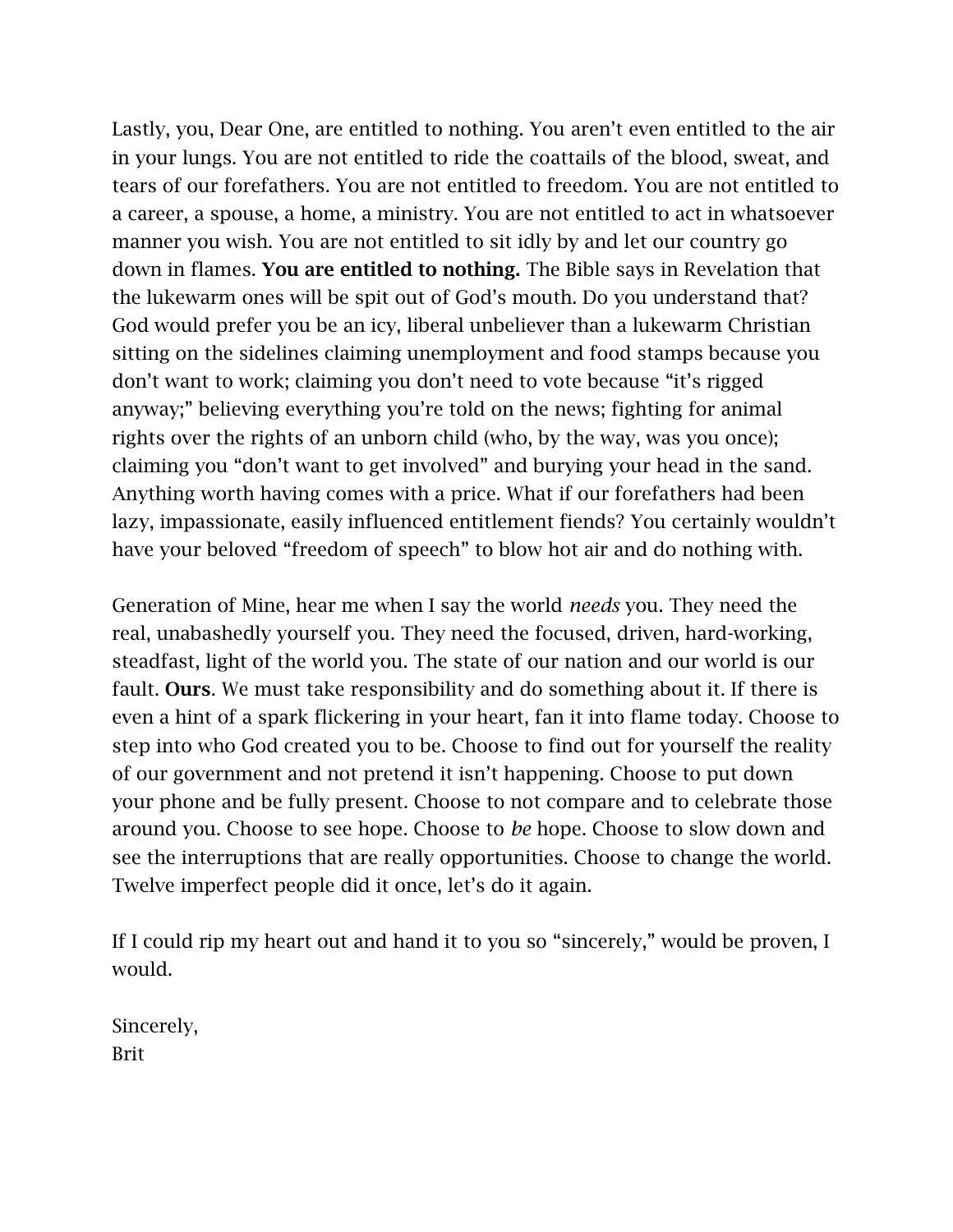Lastly, you, Dear One, are entitled to nothing. You aren't even entitled to the air in your lungs. You are not entitled to ride the coattails of the blood, sweat, and tears of our forefathers. You are not entitled to freedom. You are not entitled to a career, a spouse, a home, a ministry. You are not entitled to act in whatsoever manner you wish. You are not entitled to sit idly by and let our country go down in flames. **You are entitled to nothing.** The Bible says in Revelation that the lukewarm ones will be spit out of God's mouth. Do you understand that? God would prefer you be an icy, liberal unbeliever than a lukewarm Christian sitting on the sidelines claiming unemployment and food stamps because you don't want to work; claiming you don't need to vote because "it's rigged anyway;" believing everything you're told on the news; fighting for animal rights over the rights of an unborn child (who, by the way, was you once); claiming you "don't want to get involved" and burying your head in the sand. Anything worth having comes with a price. What if our forefathers had been lazy, impassionate, easily influenced entitlement fiends? You certainly wouldn't have your beloved "freedom of speech" to blow hot air and do nothing with.

Generation of Mine, hear me when I say the world *needs* you. They need the real, unabashedly yourself you. They need the focused, driven, hard-working, steadfast, light of the world you. The state of our nation and our world is our fault. **Ours**. We must take responsibility and do something about it. If there is even a hint of a spark flickering in your heart, fan it into flame today. Choose to step into who God created you to be. Choose to find out for yourself the reality of our government and not pretend it isn't happening. Choose to put down your phone and be fully present. Choose to not compare and to celebrate those around you. Choose to see hope. Choose to *be* hope. Choose to slow down and see the interruptions that are really opportunities. Choose to change the world. Twelve imperfect people did it once, let's do it again.

If I could rip my heart out and hand it to you so "sincerely," would be proven, I would.

Sincerely,
Brit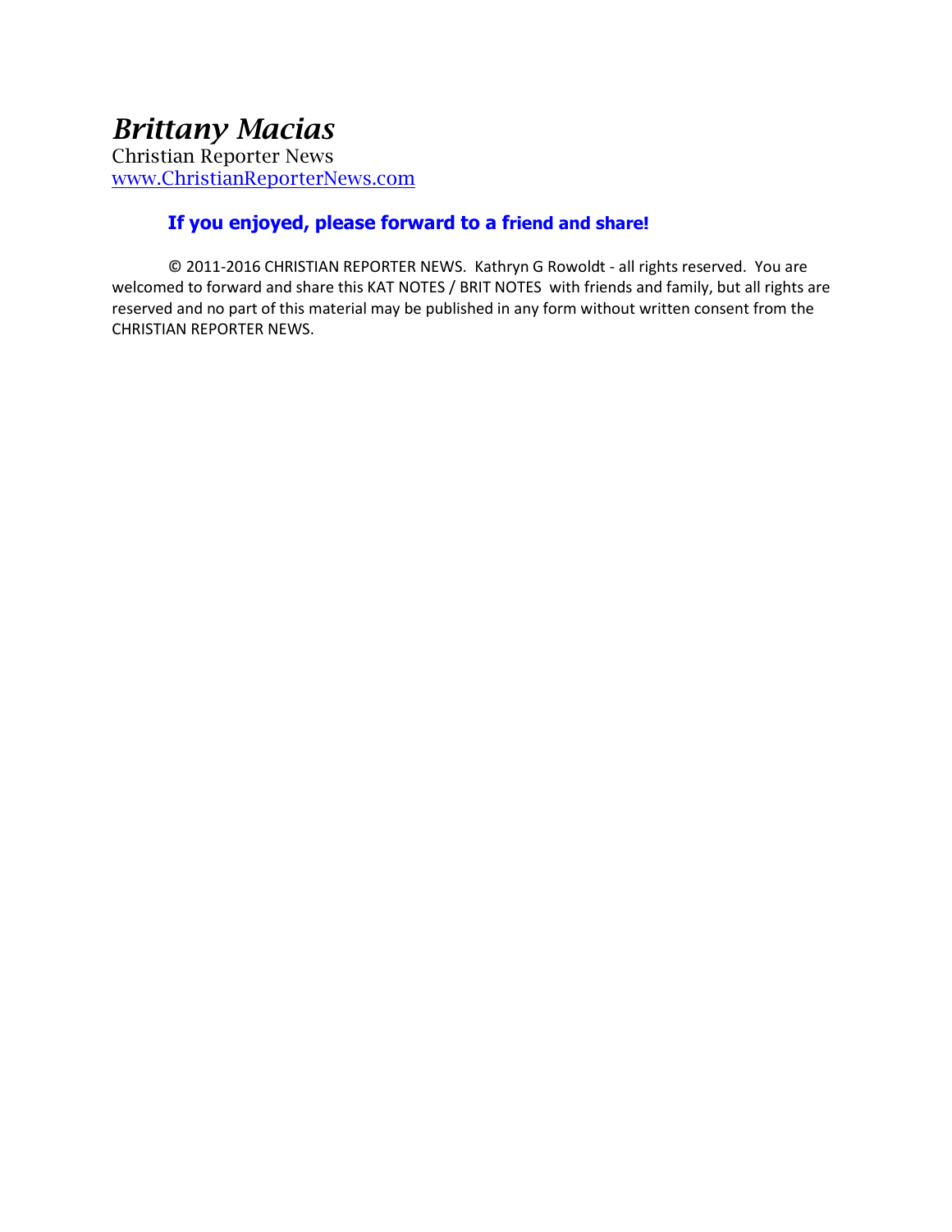*Brittany Macias*
Christian Reporter News
www.ChristianReporterNews.com

**If you enjoyed, please forward to a friend and share!**

© 2011-2016 CHRISTIAN REPORTER NEWS. Kathryn G Rowoldt - all rights reserved. You are welcomed to forward and share this KAT NOTES / BRIT NOTES with friends and family, but all rights are reserved and no part of this material may be published in any form without written consent from the CHRISTIAN REPORTER NEWS.